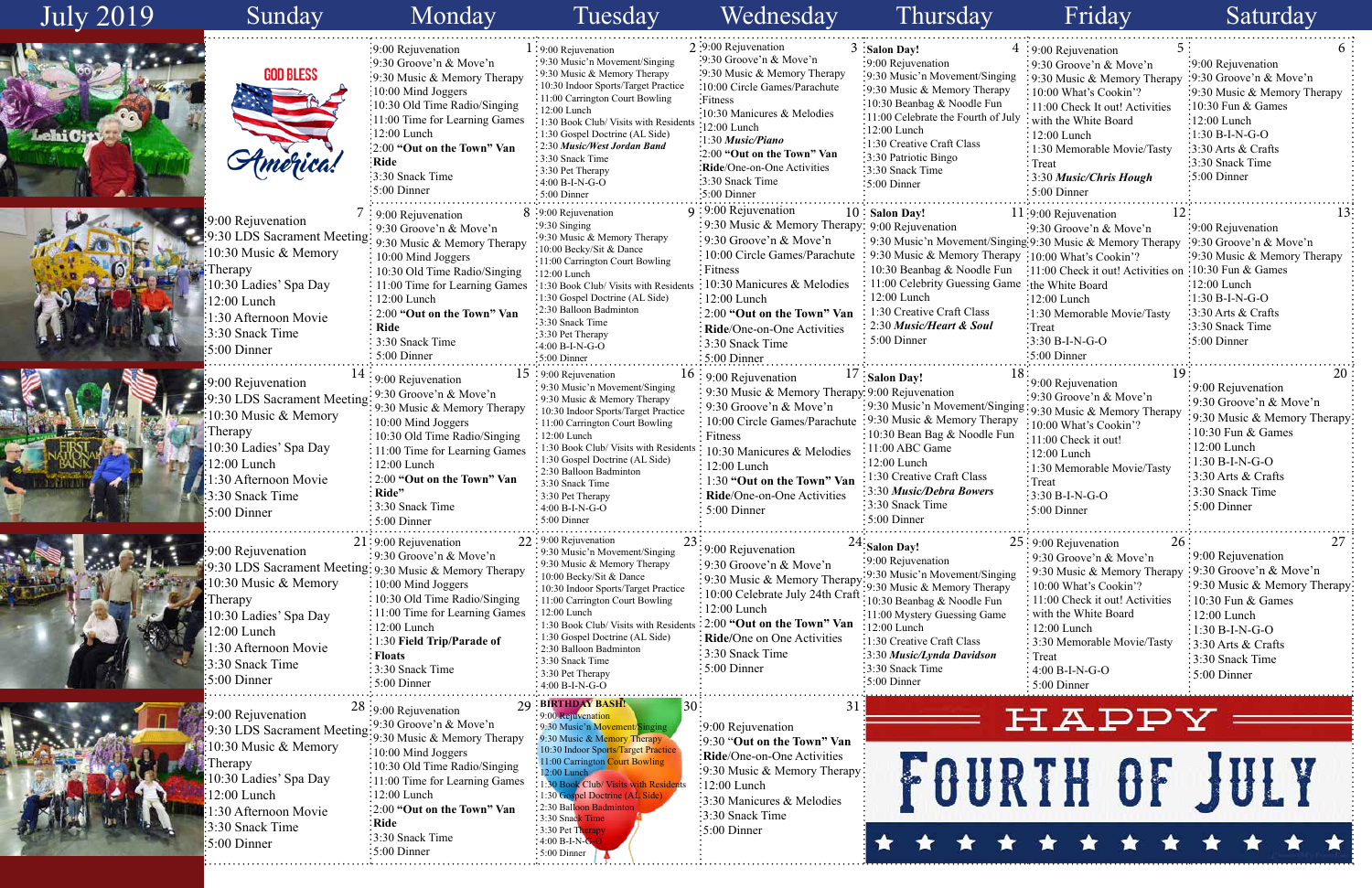# July 2019

| Sunday | Monday | Tuesday | Wednesday | Thursday | Friday | Saturday |
|---|---|---|---|---|---|---|
| GOD BLESS America! | **1** 9:00 Rejuvenation<br>9:30 Groove'n & Move'n<br>9:30 Music & Memory Therapy<br>10:00 Mind Joggers<br>10:30 Old Time Radio/Singing<br>11:00 Time for Learning Games<br>12:00 Lunch<br>2:00 **"Out on the Town" Van Ride**<br>3:30 Snack Time<br>5:00 Dinner | **2** 9:00 Rejuvenation<br>9:30 Music'n Movement/Singing<br>9:30 Music & Memory Therapy<br>10:30 Indoor Sports/Target Practice<br>11:00 Carrington Court Bowling<br>12:00 Lunch<br>1:30 Book Club/ Visits with Residents<br>1:30 Gospel Doctrine (AL Side)<br>2:30 ***Music/West Jordan Band***<br>3:30 Snack Time<br>3:30 Pet Therapy<br>4:00 B-I-N-G-O<br>5:00 Dinner | **3** 9:00 Rejuvenation<br>9:30 Groove'n & Move'n<br>9:30 Music & Memory Therapy<br>10:00 Circle Games/Parachute Fitness<br>10:30 Manicures & Melodies<br>12:00 Lunch<br>1:30 ***Music/Piano***<br>2:00 **"Out on the Town" Van Ride**/One-on-One Activities<br>3:30 Snack Time<br>5:00 Dinner | **4** **Salon Day!**<br>9:00 Rejuvenation<br>9:30 Music'n Movement/Singing<br>9:30 Music & Memory Therapy<br>10:30 Beanbag & Noodle Fun<br>11:00 Celebrate the Fourth of July<br>12:00 Lunch<br>1:30 Creative Craft Class<br>3:30 Patriotic Bingo<br>3:30 Snack Time<br>5:00 Dinner | **5** 9:00 Rejuvenation<br>9:30 Groove'n & Move'n<br>9:30 Music & Memory Therapy<br>10:00 What's Cookin'?<br>11:00 Check It out! Activities with the White Board<br>12:00 Lunch<br>1:30 Memorable Movie/Tasty Treat<br>3:30 ***Music/Chris Hough***<br>5:00 Dinner | **6** 9:00 Rejuvenation<br>9:30 Groove'n & Move'n<br>9:30 Music & Memory Therapy<br>10:30 Fun & Games<br>12:00 Lunch<br>1:30 B-I-N-G-O<br>3:30 Arts & Crafts<br>3:30 Snack Time<br>5:00 Dinner |
| **7** 9:00 Rejuvenation<br>9:30 LDS Sacrament Meeting<br>10:30 Music & Memory Therapy<br>10:30 Ladies' Spa Day<br>12:00 Lunch<br>1:30 Afternoon Movie<br>3:30 Snack Time<br>5:00 Dinner | **8** 9:00 Rejuvenation<br>9:30 Groove'n & Move'n<br>9:30 Music & Memory Therapy<br>10:00 Mind Joggers<br>10:30 Old Time Radio/Singing<br>11:00 Time for Learning Games<br>12:00 Lunch<br>2:00 **"Out on the Town" Van Ride**<br>3:30 Snack Time<br>5:00 Dinner | **9** 9:00 Rejuvenation<br>9:30 Singing<br>9:30 Music & Memory Therapy<br>10:00 Becky/Sit & Dance<br>11:00 Carrington Court Bowling<br>12:00 Lunch<br>1:30 Book Club/ Visits with Residents<br>1:30 Gospel Doctrine (AL Side)<br>2:30 Balloon Badminton<br>3:30 Snack Time<br>3:30 Pet Therapy<br>4:00 B-I-N-G-O<br>5:00 Dinner | **10** 9:00 Rejuvenation<br>9:30 Music & Memory Therapy<br>9:30 Groove'n & Move'n<br>10:00 Circle Games/Parachute Fitness<br>10:30 Manicures & Melodies<br>12:00 Lunch<br>2:00 **"Out on the Town" Van Ride**/One-on-One Activities<br>3:30 Snack Time<br>5:00 Dinner | **11** **Salon Day!**<br>9:00 Rejuvenation<br>9:30 Music'n Movement/Singing<br>9:30 Music & Memory Therapy<br>10:30 Beanbag & Noodle Fun<br>11:00 Celebrity Guessing Game<br>12:00 Lunch<br>1:30 Creative Craft Class<br>2:30 ***Music/Heart & Soul***<br>5:00 Dinner | **12** 9:00 Rejuvenation<br>9:30 Groove'n & Move'n<br>9:30 Music & Memory Therapy<br>10:00 What's Cookin'?<br>11:00 Check it out! Activities on the White Board<br>12:00 Lunch<br>1:30 Memorable Movie/Tasty Treat<br>3:30 B-I-N-G-O<br>5:00 Dinner | **13** 9:00 Rejuvenation<br>9:30 Groove'n & Move'n<br>9:30 Music & Memory Therapy<br>10:30 Fun & Games<br>12:00 Lunch<br>1:30 B-I-N-G-O<br>3:30 Arts & Crafts<br>3:30 Snack Time<br>5:00 Dinner |
| **14** 9:00 Rejuvenation<br>9:30 LDS Sacrament Meeting<br>10:30 Music & Memory Therapy<br>10:30 Ladies' Spa Day<br>12:00 Lunch<br>1:30 Afternoon Movie<br>3:30 Snack Time<br>5:00 Dinner | **15** 9:00 Rejuvenation<br>9:30 Groove'n & Move'n<br>9:30 Music & Memory Therapy<br>10:00 Mind Joggers<br>10:30 Old Time Radio/Singing<br>11:00 Time for Learning Games<br>12:00 Lunch<br>2:00 **"Out on the Town" Van Ride"**<br>3:30 Snack Time<br>5:00 Dinner | **16** 9:00 Rejuvenation<br>9:30 Music'n Movement/Singing<br>9:30 Music & Memory Therapy<br>10:30 Indoor Sports/Target Practice<br>11:00 Carrington Court Bowling<br>12:00 Lunch<br>1:30 Book Club/ Visits with Residents<br>1:30 Gospel Doctrine (AL Side)<br>2:30 Balloon Badminton<br>3:30 Snack Time<br>3:30 Pet Therapy<br>4:00 B-I-N-G-O<br>5:00 Dinner | **17** 9:00 Rejuvenation<br>9:30 Music & Memory Therapy<br>9:30 Groove'n & Move'n<br>10:00 Circle Games/Parachute Fitness<br>10:30 Manicures & Melodies<br>12:00 Lunch<br>1:30 **"Out on the Town" Van Ride**/One-on-One Activities<br>5:00 Dinner | **18** **Salon Day!**<br>9:00 Rejuvenation<br>9:30 Music'n Movement/Singing<br>9:30 Music & Memory Therapy<br>10:30 Bean Bag & Noodle Fun<br>11:00 ABC Game<br>12:00 Lunch<br>1:30 Creative Craft Class<br>3:30 ***Music/Debra Bowers***<br>3:30 Snack Time<br>5:00 Dinner | **19** 9:00 Rejuvenation<br>9:30 Groove'n & Move'n<br>9:30 Music & Memory Therapy<br>10:00 What's Cookin'?<br>11:00 Check it out!<br>12:00 Lunch<br>1:30 Memorable Movie/Tasty Treat<br>3:30 B-I-N-G-O<br>5:00 Dinner | **20** 9:00 Rejuvenation<br>9:30 Groove'n & Move'n<br>9:30 Music & Memory Therapy<br>10:30 Fun & Games<br>12:00 Lunch<br>1:30 B-I-N-G-O<br>3:30 Arts & Crafts<br>3:30 Snack Time<br>5:00 Dinner |
| **21** 9:00 Rejuvenation<br>9:30 LDS Sacrament Meeting<br>10:30 Music & Memory Therapy<br>10:30 Ladies' Spa Day<br>12:00 Lunch<br>1:30 Afternoon Movie<br>3:30 Snack Time<br>5:00 Dinner | **22** 9:00 Rejuvenation<br>9:30 Groove'n & Move'n<br>9:30 Music & Memory Therapy<br>10:00 Mind Joggers<br>10:30 Old Time Radio/Singing<br>11:00 Time for Learning Games<br>12:00 Lunch<br>1:30 **Field Trip/Parade of Floats**<br>3:30 Snack Time<br>5:00 Dinner | **23** 9:00 Rejuvenation<br>9:30 Music'n Movement/Singing<br>9:30 Music & Memory Therapy<br>10:00 Becky/Sit & Dance<br>10:30 Indoor Sports/Target Practice<br>11:00 Carrington Court Bowling<br>12:00 Lunch<br>1:30 Book Club/ Visits with Residents<br>1:30 Gospel Doctrine (AL Side)<br>2:30 Balloon Badminton<br>3:30 Snack Time<br>3:30 Pet Therapy<br>4:00 B-I-N-G-O | **24** 9:00 Rejuvenation<br>9:30 Groove'n & Move'n<br>9:30 Music & Memory Therapy<br>10:00 Celebrate July 24th Craft<br>12:00 Lunch<br>2:00 **"Out on the Town" Van Ride**/One on One Activities<br>3:30 Snack Time<br>5:00 Dinner | **25** **Salon Day!**<br>9:00 Rejuvenation<br>9:30 Music'n Movement/Singing<br>9:30 Music & Memory Therapy<br>10:30 Beanbag & Noodle Fun<br>11:00 Mystery Guessing Game<br>12:00 Lunch<br>1:30 Creative Craft Class<br>3:30 ***Music/Lynda Davidson***<br>3:30 Snack Time<br>5:00 Dinner | **26** 9:00 Rejuvenation<br>9:30 Groove'n & Move'n<br>9:30 Music & Memory Therapy<br>10:00 What's Cookin'?<br>11:00 Check it out! Activities with the White Board<br>12:00 Lunch<br>3:30 Memorable Movie/Tasty Treat<br>4:00 B-I-N-G-O<br>5:00 Dinner | **27** 9:00 Rejuvenation<br>9:30 Groove'n & Move'n<br>9:30 Music & Memory Therapy<br>10:30 Fun & Games<br>12:00 Lunch<br>1:30 B-I-N-G-O<br>3:30 Arts & Crafts<br>3:30 Snack Time<br>5:00 Dinner |
| **28** 9:00 Rejuvenation<br>9:30 LDS Sacrament Meeting<br>10:30 Music & Memory Therapy<br>10:30 Ladies' Spa Day<br>12:00 Lunch<br>1:30 Afternoon Movie<br>3:30 Snack Time<br>5:00 Dinner | **29** 9:00 Rejuvenation<br>9:30 Groove'n & Move'n<br>9:30 Music & Memory Therapy<br>10:00 Mind Joggers<br>10:30 Old Time Radio/Singing<br>11:00 Time for Learning Games<br>12:00 Lunch<br>2:00 **"Out on the Town" Van Ride**<br>3:30 Snack Time<br>5:00 Dinner | **30** **BIRTHDAY BASH!**<br>9:00 Rejuvenation<br>9:30 Music'n Movement/Singing<br>9:30 Music & Memory Therapy<br>10:30 Indoor Sports/Target Practice<br>11:00 Carrington Court Bowling<br>12:00 Lunch<br>1:30 Book Club/ Visits with Residents<br>1:30 Gospel Doctrine (AL Side)<br>2:30 Balloon Badminton<br>3:30 Snack Time<br>3:30 Pet Therapy<br>4:00 B-I-N-G-O<br>5:00 Dinner | **31** 9:00 Rejuvenation<br>9:30 **"Out on the Town" Van Ride**/One-on-One Activities<br>9:30 Music & Memory Therapy<br>12:00 Lunch<br>3:30 Manicures & Melodies<br>3:30 Snack Time<br>5:00 Dinner | HAPPY FOURTH OF JULY | | |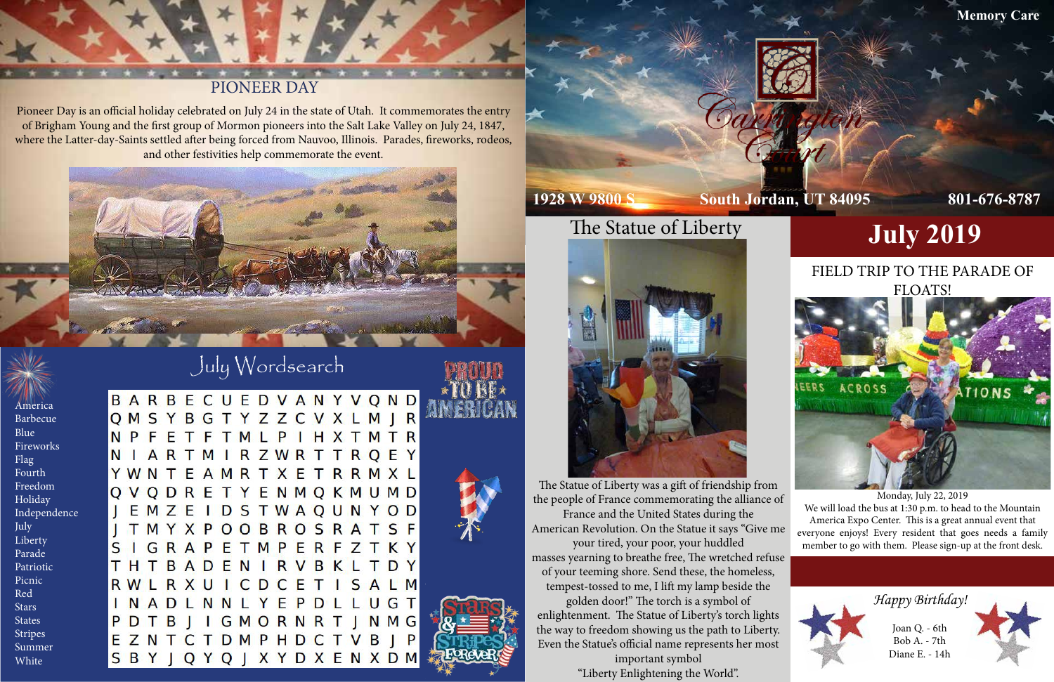## PIONEER DAY

Pioneer Day is an official holiday celebrated on July 24 in the state of Utah. It commemorates the entry of Brigham Young and the first group of Mormon pioneers into the Salt Lake Valley on July 24, 1847, where the Latter-day-Saints settled after being forced from Nauvoo, Illinois. Parades, fireworks, rodeos, and other festivities help commemorate the event.

## July Wordsearch

| | | | | | | | | | | | | | | | | | |
|---|---|---|---|---|---|---|---|---|---|---|---|---|---|---|---|---|---|
| B | A | R | B | E | C | U | E | D | V | A | N | Y | V | Q | N | D |
| Q | M | S | Y | B | G | T | Y | Z | Z | C | V | X | L | M | J | R |
| N | P | F | E | T | F | T | M | L | P | I | H | X | T | M | T | R |
| N | I | A | R | T | M | I | R | Z | W | R | T | T | R | Q | E | Y |
| Y | W | N | T | E | A | M | R | T | X | E | T | R | R | M | X | L |
| Q | V | Q | D | R | E | T | Y | E | N | M | Q | K | M | U | M | D |
| J | E | M | Z | E | I | D | S | T | W | A | Q | U | N | Y | O | D |
| J | T | M | Y | X | P | O | O | B | R | O | S | R | A | T | S | F |
| S | I | G | R | A | P | E | T | M | P | E | R | F | Z | T | K | Y |
| T | H | T | B | A | D | E | N | I | R | V | B | K | L | T | D | Y |
| R | W | L | R | X | U | I | C | D | C | E | T | I | S | A | L | M |
| I | N | A | D | L | N | N | L | Y | E | P | D | L | L | U | G | T |
| P | D | T | B | J | I | G | M | O | R | N | R | T | J | N | M | G |
| E | Z | N | T | C | T | D | M | P | H | D | C | T | V | B | J | P |
| S | B | Y | J | Q | Y | Q | J | X | Y | D | X | E | N | X | D | M |

America
Barbecue
Blue
Fireworks
Flag
Fourth
Freedom
Holiday
Independence
July
Liberty
Parade
Patriotic
Picnic
Red
Stars
States
Stripes
Summer
White

PROUD TO BE AMERICAN

STARS & STRIPES FOREVER

Memory Care

Carrington Court

1928 W 9800 S South Jordan, UT 84095 801-676-8787

## The Statue of Liberty

The Statue of Liberty was a gift of friendship from the people of France commemorating the alliance of France and the United States during the American Revolution. On the Statue it says "Give me your tired, your poor, your huddled masses yearning to breathe free, The wretched refuse of your teeming shore. Send these, the homeless, tempest-tossed to me, I lift my lamp beside the golden door!" The torch is a symbol of enlightenment. The Statue of Liberty's torch lights the way to freedom showing us the path to Liberty. Even the Statue's official name represents her most important symbol "Liberty Enlightening the World".

# July 2019

## FIELD TRIP TO THE PARADE OF FLOATS!

Monday, July 22, 2019

We will load the bus at 1:30 p.m. to head to the Mountain America Expo Center. This is a great annual event that everyone enjoys! Every resident that goes needs a family member to go with them. Please sign-up at the front desk.

### *Happy Birthday!*

Joan Q. - 6th
Bob A. - 7th
Diane E. - 14th